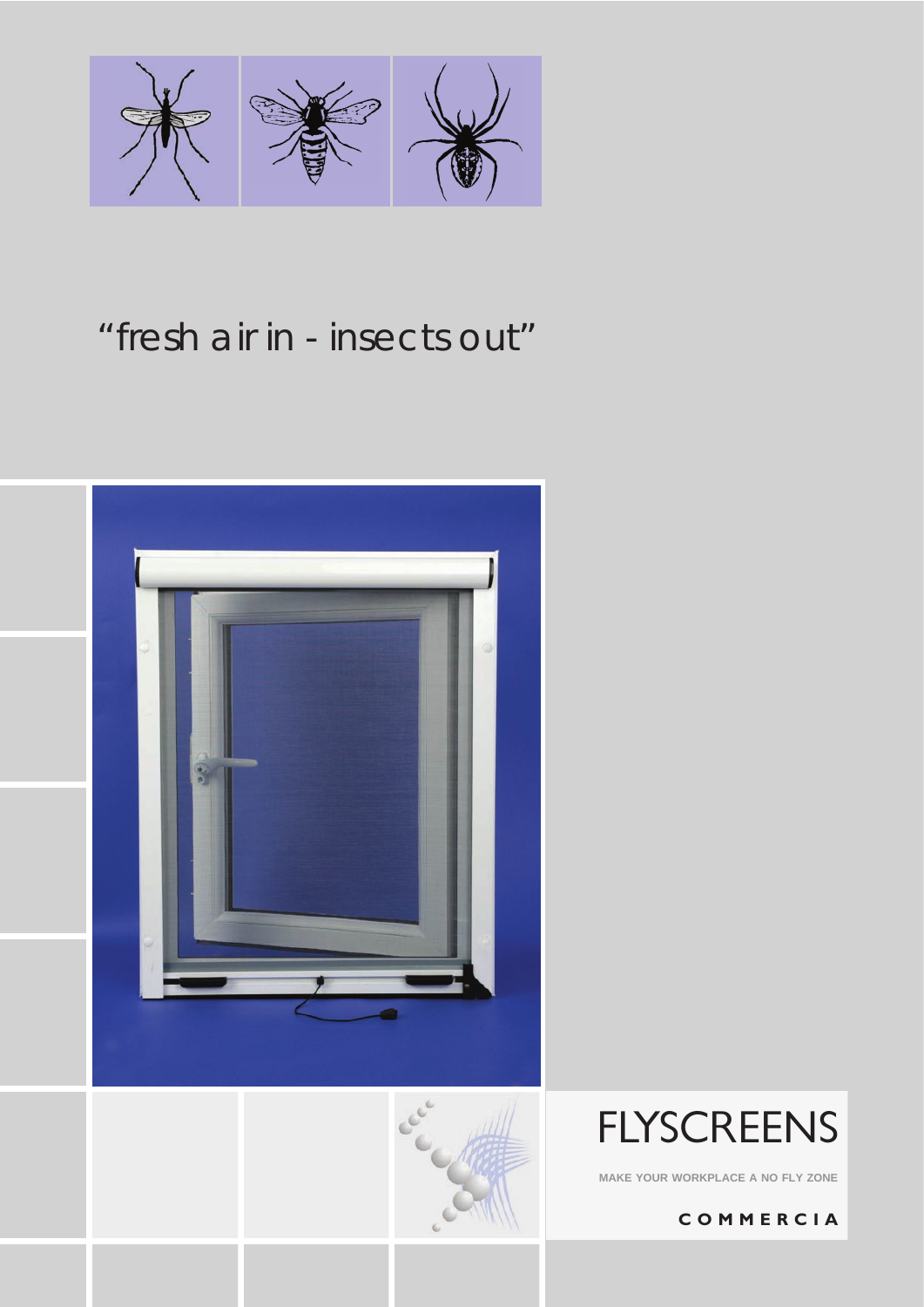"fresh air in - insects out"

# FLYSCREENS

MAKE YOUR WORKPLACE A NO FLY ZONE

COMMERCIA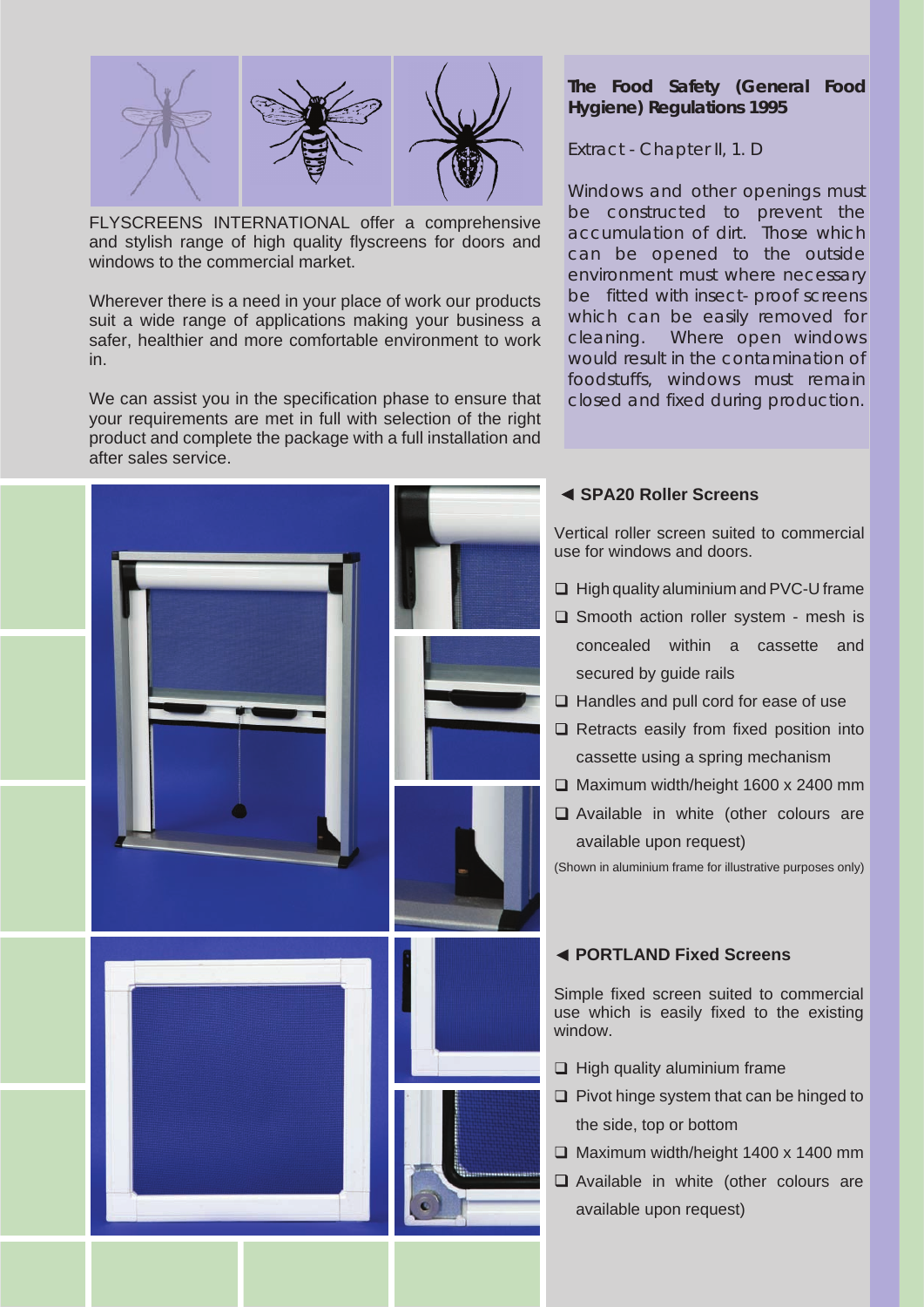FLYSCREENS INTERNATIONAL offer a comprehensive and stylish range of high quality flyscreens for doors and windows to the commercial market.

Wherever there is a need in your place of work our products suit a wide range of applications making your business a safer, healthier and more comfortable environment to work in.

We can assist you in the specification phase to ensure that your requirements are met in full with selection of the right product and complete the package with a full installation and after sales service.

**The Food Safety (General Food Hygiene) Regulations 1995**

Extract - Chapter II, 1. D

Windows and other openings must be constructed to prevent the accumulation of dirt. Those which can be opened to the outside environment must where necessary be fitted with insect- proof screens which can be easily removed for cleaning. Where open windows would result in the contamination of foodstuffs, windows must remain closed and fixed during production.

### ◄ SPA20 Roller Screens

Vertical roller screen suited to commercial use for windows and doors.

- ❑ High quality aluminium and PVC-U frame
- ❑ Smooth action roller system - mesh is concealed within a cassette and secured by guide rails
- ❑ Handles and pull cord for ease of use
- ❑ Retracts easily from fixed position into cassette using a spring mechanism
- ❑ Maximum width/height 1600 x 2400 mm
- ❑ Available in white (other colours are available upon request)

(Shown in aluminium frame for illustrative purposes only)

### ◄ PORTLAND Fixed Screens

Simple fixed screen suited to commercial use which is easily fixed to the existing window.

- ❑ High quality aluminium frame
- ❑ Pivot hinge system that can be hinged to the side, top or bottom
- ❑ Maximum width/height 1400 x 1400 mm
- ❑ Available in white (other colours are available upon request)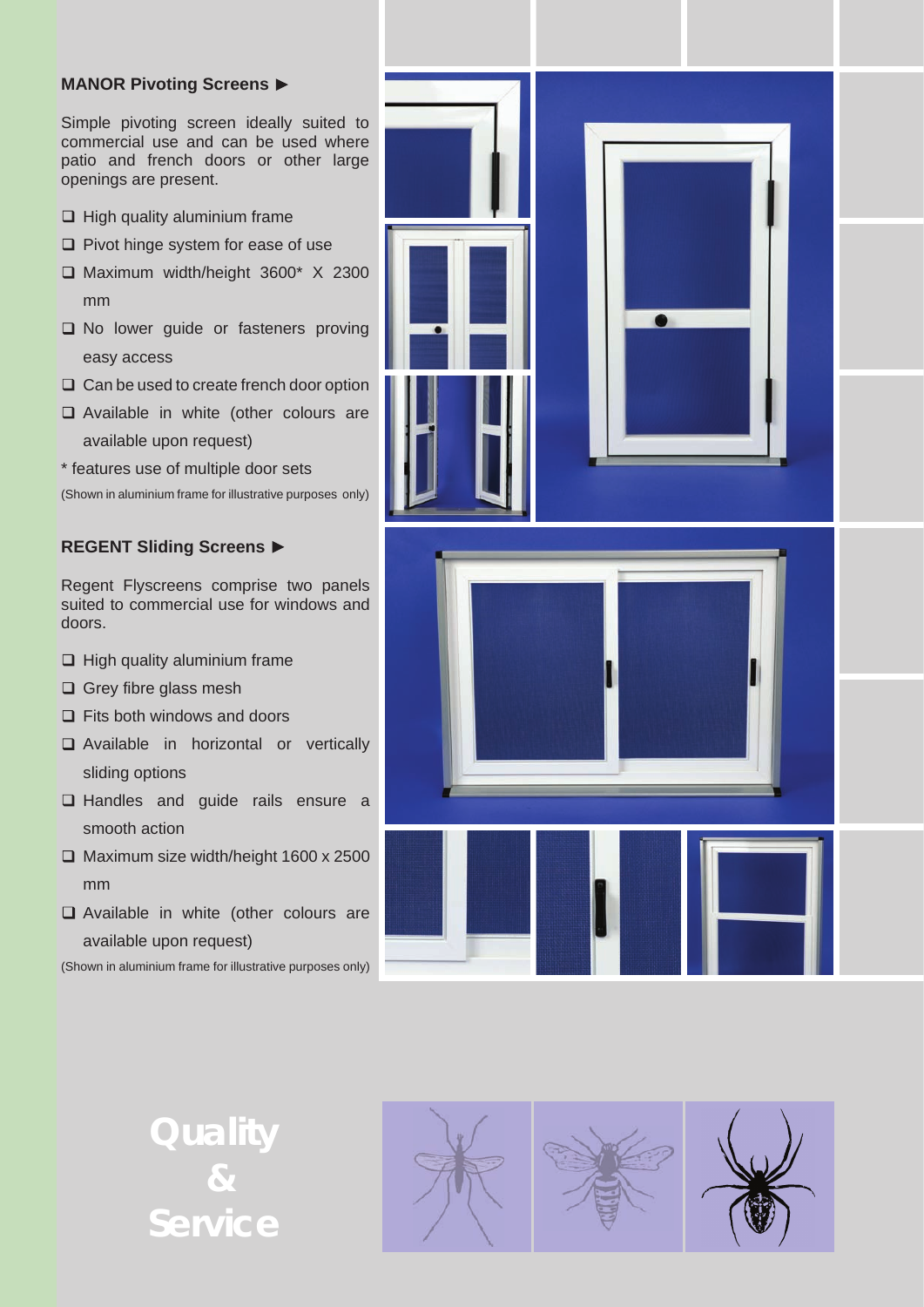## MANOR Pivoting Screens ▶

Simple pivoting screen ideally suited to commercial use and can be used where patio and french doors or other large openings are present.

- ❑ High quality aluminium frame
- ❑ Pivot hinge system for ease of use
- ❑ Maximum width/height 3600* X 2300 mm
- ❑ No lower guide or fasteners proving easy access
- ❑ Can be used to create french door option
- ❑ Available in white (other colours are available upon request)

* features use of multiple door sets

(Shown in aluminium frame for illustrative purposes only)

## REGENT Sliding Screens ▶

Regent Flyscreens comprise two panels suited to commercial use for windows and doors.

- ❑ High quality aluminium frame
- ❑ Grey fibre glass mesh
- ❑ Fits both windows and doors
- ❑ Available in horizontal or vertically sliding options
- ❑ Handles and guide rails ensure a smooth action
- ❑ Maximum size width/height 1600 x 2500 mm
- ❑ Available in white (other colours are available upon request)

(Shown in aluminium frame for illustrative purposes only)

**Quality & Service**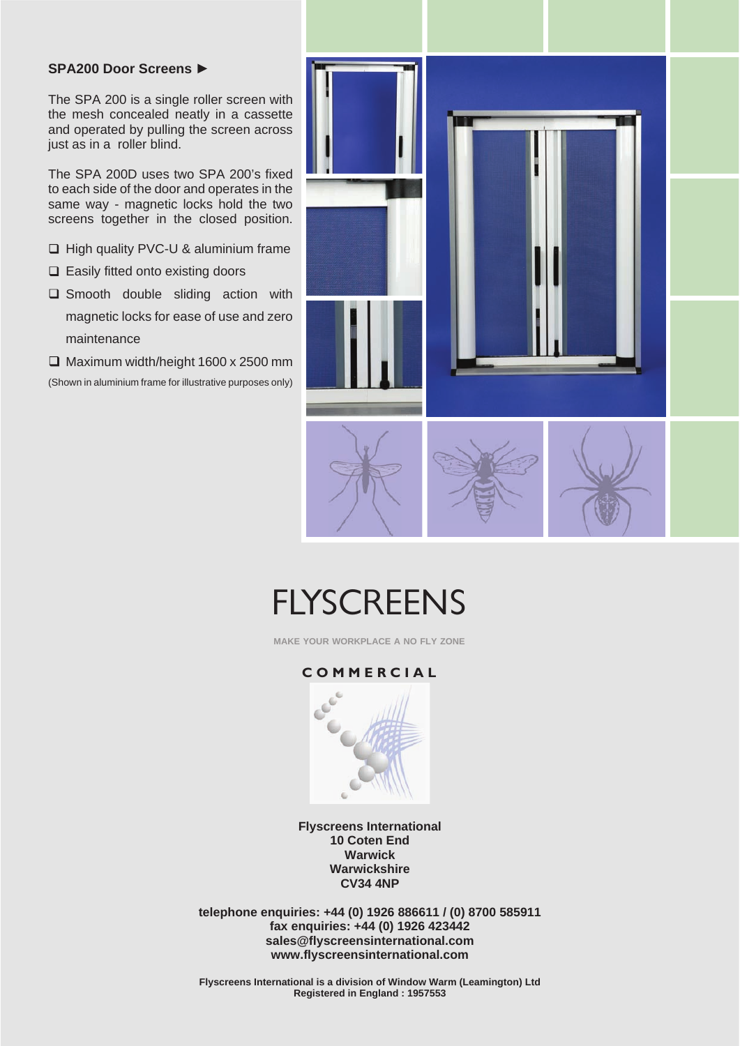### SPA200 Door Screens ►

The SPA 200 is a single roller screen with the mesh concealed neatly in a cassette and operated by pulling the screen across just as in a roller blind.

The SPA 200D uses two SPA 200's fixed to each side of the door and operates in the same way - magnetic locks hold the two screens together in the closed position.

- High quality PVC-U & aluminium frame
- Easily fitted onto existing doors
- Smooth double sliding action with magnetic locks for ease of use and zero maintenance
- Maximum width/height 1600 x 2500 mm

(Shown in aluminium frame for illustrative purposes only)

# FLYSCREENS

MAKE YOUR WORKPLACE A NO FLY ZONE

COMMERCIAL

**Flyscreens International**
**10 Coten End**
**Warwick**
**Warwickshire**
**CV34 4NP**

**telephone enquiries: +44 (0) 1926 886611 / (0) 8700 585911**
**fax enquiries: +44 (0) 1926 423442**
**sales@flyscreensinternational.com**
**www.flyscreensinternational.com**

**Flyscreens International is a division of Window Warm (Leamington) Ltd**
**Registered in England : 1957553**